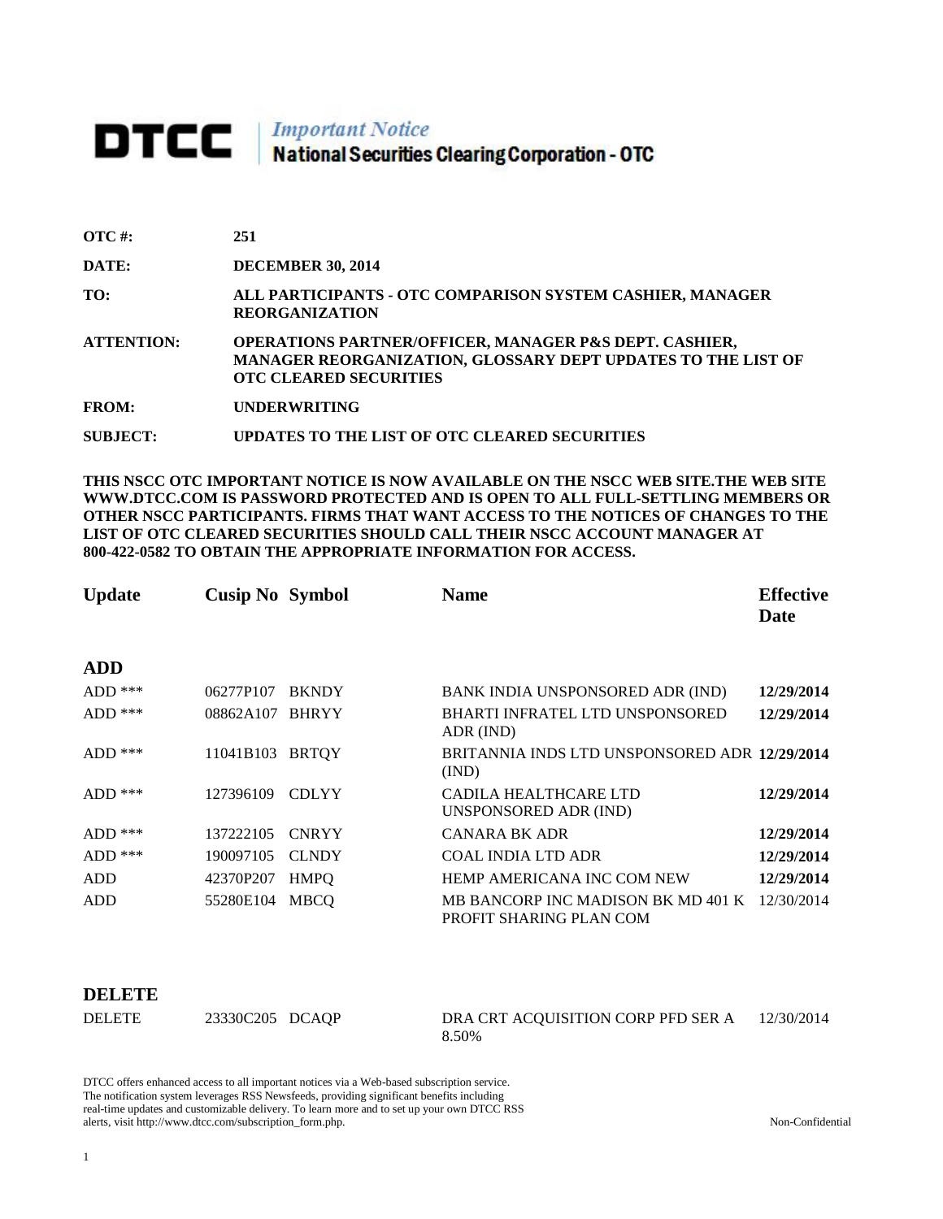# DTCC | *Important Notice*
## National Securities Clearing Corporation - OTC

| | |
|---|---|
| **OTC #:** | **251** |
| **DATE:** | **DECEMBER 30, 2014** |
| **TO:** | **ALL PARTICIPANTS - OTC COMPARISON SYSTEM CASHIER, MANAGER REORGANIZATION** |
| **ATTENTION:** | **OPERATIONS PARTNER/OFFICER, MANAGER P&S DEPT. CASHIER, MANAGER REORGANIZATION, GLOSSARY DEPT UPDATES TO THE LIST OF OTC CLEARED SECURITIES** |
| **FROM:** | **UNDERWRITING** |
| **SUBJECT:** | **UPDATES TO THE LIST OF OTC CLEARED SECURITIES** |

**THIS NSCC OTC IMPORTANT NOTICE IS NOW AVAILABLE ON THE NSCC WEB SITE.THE WEB SITE WWW.DTCC.COM IS PASSWORD PROTECTED AND IS OPEN TO ALL FULL-SETTLING MEMBERS OR OTHER NSCC PARTICIPANTS. FIRMS THAT WANT ACCESS TO THE NOTICES OF CHANGES TO THE LIST OF OTC CLEARED SECURITIES SHOULD CALL THEIR NSCC ACCOUNT MANAGER AT 800-422-0582 TO OBTAIN THE APPROPRIATE INFORMATION FOR ACCESS.**

| Update | Cusip No | Symbol | Name | Effective Date |
|---|---|---|---|---|
| **ADD** | | | | |
| ADD *** | 06277P107 | BKNDY | BANK INDIA UNSPONSORED ADR (IND) | **12/29/2014** |
| ADD *** | 08862A107 | BHRYY | BHARTI INFRATEL LTD UNSPONSORED ADR (IND) | **12/29/2014** |
| ADD *** | 11041B103 | BRTQY | BRITANNIA INDS LTD UNSPONSORED ADR (IND) | **12/29/2014** |
| ADD *** | 127396109 | CDLYY | CADILA HEALTHCARE LTD UNSPONSORED ADR (IND) | **12/29/2014** |
| ADD *** | 137222105 | CNRYY | CANARA BK ADR | **12/29/2014** |
| ADD *** | 190097105 | CLNDY | COAL INDIA LTD ADR | **12/29/2014** |
| ADD | 42370P207 | HMPQ | HEMP AMERICANA INC COM NEW | **12/29/2014** |
| ADD | 55280E104 | MBCQ | MB BANCORP INC MADISON BK MD 401 K PROFIT SHARING PLAN COM | 12/30/2014 |
| **DELETE** | | | | |
| DELETE | 23330C205 | DCAQP | DRA CRT ACQUISITION CORP PFD SER A 8.50% | 12/30/2014 |

DTCC offers enhanced access to all important notices via a Web-based subscription service. The notification system leverages RSS Newsfeeds, providing significant benefits including real-time updates and customizable delivery. To learn more and to set up your own DTCC RSS alerts, visit http://www.dtcc.com/subscription_form.php.

Non-Confidential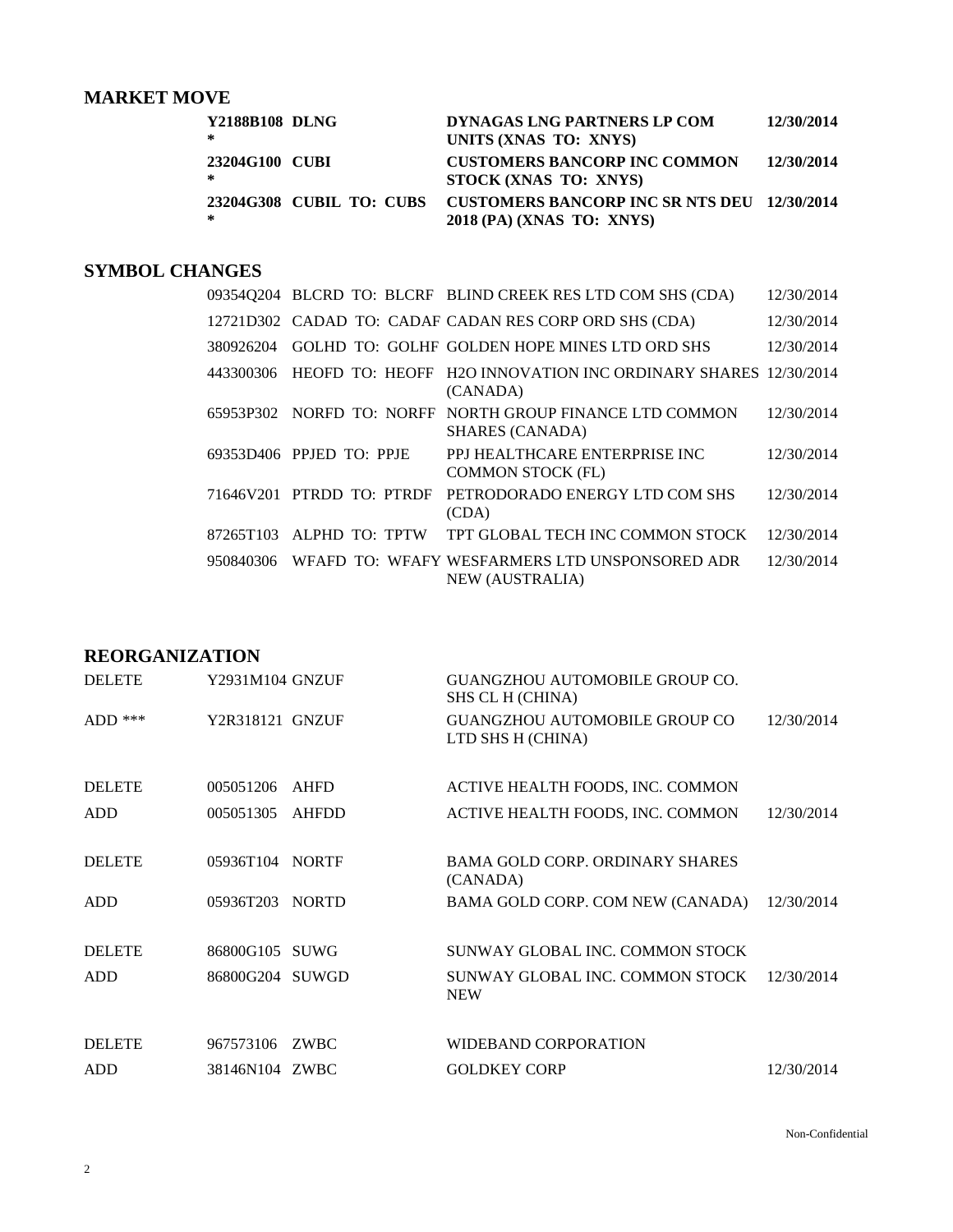## MARKET MOVE

| | | | |
|---|---|---|---|
| **Y2188B108 *** | **DLNG** | **DYNAGAS LNG PARTNERS LP COM UNITS (XNAS TO: XNYS)** | **12/30/2014** |
| **23204G100 *** | **CUBI** | **CUSTOMERS BANCORP INC COMMON STOCK (XNAS TO: XNYS)** | **12/30/2014** |
| **23204G308 *** | **CUBIL TO: CUBS** | **CUSTOMERS BANCORP INC SR NTS DEU 2018 (PA) (XNAS TO: XNYS)** | **12/30/2014** |

## SYMBOL CHANGES

| | | | |
|---|---|---|---|
| 09354Q204 | BLCRD TO: BLCRF | BLIND CREEK RES LTD COM SHS (CDA) | 12/30/2014 |
| 12721D302 | CADAD TO: CADAF | CADAN RES CORP ORD SHS (CDA) | 12/30/2014 |
| 380926204 | GOLHD TO: GOLHF | GOLDEN HOPE MINES LTD ORD SHS | 12/30/2014 |
| 443300306 | HEOFD TO: HEOFF | H2O INNOVATION INC ORDINARY SHARES (CANADA) | 12/30/2014 |
| 65953P302 | NORFD TO: NORFF | NORTH GROUP FINANCE LTD COMMON SHARES (CANADA) | 12/30/2014 |
| 69353D406 | PPJED TO: PPJE | PPJ HEALTHCARE ENTERPRISE INC COMMON STOCK (FL) | 12/30/2014 |
| 71646V201 | PTRDD TO: PTRDF | PETRODORADO ENERGY LTD COM SHS (CDA) | 12/30/2014 |
| 87265T103 | ALPHD TO: TPTW | TPT GLOBAL TECH INC COMMON STOCK | 12/30/2014 |
| 950840306 | WFAFD TO: WFAFY | WESFARMERS LTD UNSPONSORED ADR NEW (AUSTRALIA) | 12/30/2014 |

## REORGANIZATION

| | | | | |
|---|---|---|---|---|
| DELETE | Y2931M104 | GNZUF | GUANGZHOU AUTOMOBILE GROUP CO. SHS CL H (CHINA) | |
| ADD *** | Y2R318121 | GNZUF | GUANGZHOU AUTOMOBILE GROUP CO LTD SHS H (CHINA) | 12/30/2014 |
| DELETE | 005051206 | AHFD | ACTIVE HEALTH FOODS, INC. COMMON | |
| ADD | 005051305 | AHFDD | ACTIVE HEALTH FOODS, INC. COMMON | 12/30/2014 |
| DELETE | 05936T104 | NORTF | BAMA GOLD CORP. ORDINARY SHARES (CANADA) | |
| ADD | 05936T203 | NORTD | BAMA GOLD CORP. COM NEW (CANADA) | 12/30/2014 |
| DELETE | 86800G105 | SUWG | SUNWAY GLOBAL INC. COMMON STOCK | |
| ADD | 86800G204 | SUWGD | SUNWAY GLOBAL INC. COMMON STOCK NEW | 12/30/2014 |
| DELETE | 967573106 | ZWBC | WIDEBAND CORPORATION | |
| ADD | 38146N104 | ZWBC | GOLDKEY CORP | 12/30/2014 |

Non-Confidential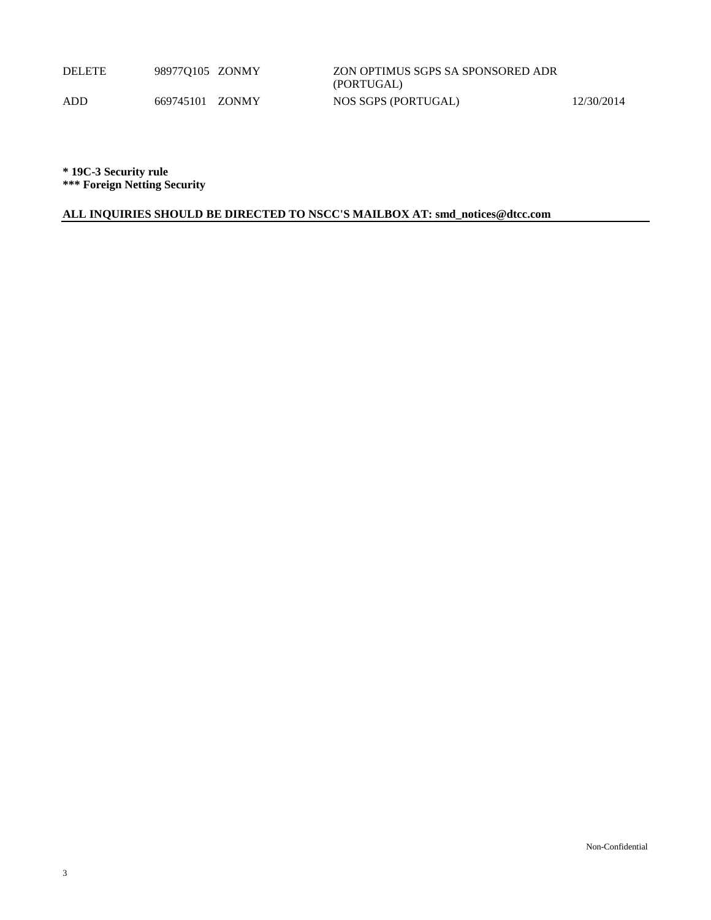| | | | | |
|---|---|---|---|---|
| DELETE | 98977Q105 | ZONMY | ZON OPTIMUS SGPS SA SPONSORED ADR (PORTUGAL) | |
| ADD | 669745101 | ZONMY | NOS SGPS (PORTUGAL) | 12/30/2014 |

**\* 19C-3 Security rule**
**\*\*\* Foreign Netting Security**

**ALL INQUIRIES SHOULD BE DIRECTED TO NSCC'S MAILBOX AT: smd_notices@dtcc.com**

Non-Confidential